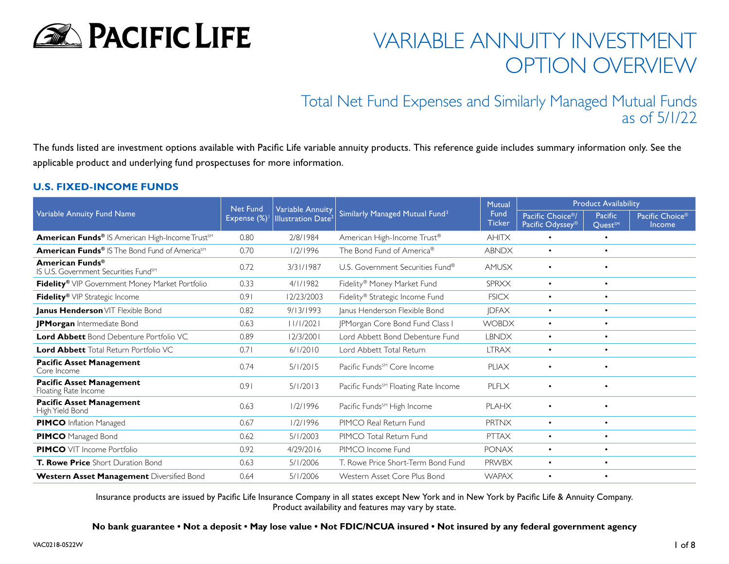# PACIFIC LIFE

# VARIABLE ANNUITY INVESTMENT OPTION OVERVIEW

## Total Net Fund Expenses and Similarly Managed Mutual Funds as of 5/1/22

The funds listed are investment options available with Pacific Life variable annuity products. This reference guide includes summary information only. See the applicable product and underlying fund prospectuses for more information.

### U.S. FIXED-INCOME FUNDS

| Variable Annuity Fund Name | Net Fund Expense (%)[1] | Variable Annuity Illustration Date[2] | Similarly Managed Mutual Fund[3] | Mutual Fund Ticker | Product Availability | | |
|---|---|---|---|---|---|---|---|
| | | | | | Pacific Choice®/ Pacific Odyssey® | Pacific Quest℠ | Pacific Choice® Income |
| **American Funds®** IS American High-Income Trust℠ | 0.80 | 2/8/1984 | American High-Income Trust® | AHITX | • | • | |
| **American Funds®** IS The Bond Fund of America℠ | 0.70 | 1/2/1996 | The Bond Fund of America® | ABNDX | • | • | |
| **American Funds®** IS U.S. Government Securities Fund℠ | 0.72 | 3/31/1987 | U.S. Government Securities Fund® | AMUSX | • | • | |
| **Fidelity®** VIP Government Money Market Portfolio | 0.33 | 4/1/1982 | Fidelity® Money Market Fund | SPRXX | • | • | |
| **Fidelity®** VIP Strategic Income | 0.91 | 12/23/2003 | Fidelity® Strategic Income Fund | FSICX | • | • | |
| **Janus Henderson** VIT Flexible Bond | 0.82 | 9/13/1993 | Janus Henderson Flexible Bond | JDFAX | • | • | |
| **JPMorgan** Intermediate Bond | 0.63 | 11/1/2021 | JPMorgan Core Bond Fund Class I | WOBDX | • | • | |
| **Lord Abbett** Bond Debenture Portfolio VC | 0.89 | 12/3/2001 | Lord Abbett Bond Debenture Fund | LBNDX | • | • | |
| **Lord Abbett** Total Return Portfolio VC | 0.71 | 6/1/2010 | Lord Abbett Total Return | LTRAX | • | • | |
| **Pacific Asset Management** Core Income | 0.74 | 5/1/2015 | Pacific Funds℠ Core Income | PLIAX | • | • | |
| **Pacific Asset Management** Floating Rate Income | 0.91 | 5/1/2013 | Pacific Funds℠ Floating Rate Income | PLFLX | • | • | |
| **Pacific Asset Management** High Yield Bond | 0.63 | 1/2/1996 | Pacific Funds℠ High Income | PLAHX | • | • | |
| **PIMCO** Inflation Managed | 0.67 | 1/2/1996 | PIMCO Real Return Fund | PRTNX | • | • | |
| **PIMCO** Managed Bond | 0.62 | 5/1/2003 | PIMCO Total Return Fund | PTTAX | • | • | |
| **PIMCO** VIT Income Portfolio | 0.92 | 4/29/2016 | PIMCO Income Fund | PONAX | • | • | |
| **T. Rowe Price** Short Duration Bond | 0.63 | 5/1/2006 | T. Rowe Price Short-Term Bond Fund | PRWBX | • | • | |
| **Western Asset Management** Diversified Bond | 0.64 | 5/1/2006 | Western Asset Core Plus Bond | WAPAX | • | • | |

Insurance products are issued by Pacific Life Insurance Company in all states except New York and in New York by Pacific Life & Annuity Company. Product availability and features may vary by state.

**No bank guarantee • Not a deposit • May lose value • Not FDIC/NCUA insured • Not insured by any federal government agency**

VAC0218-0522W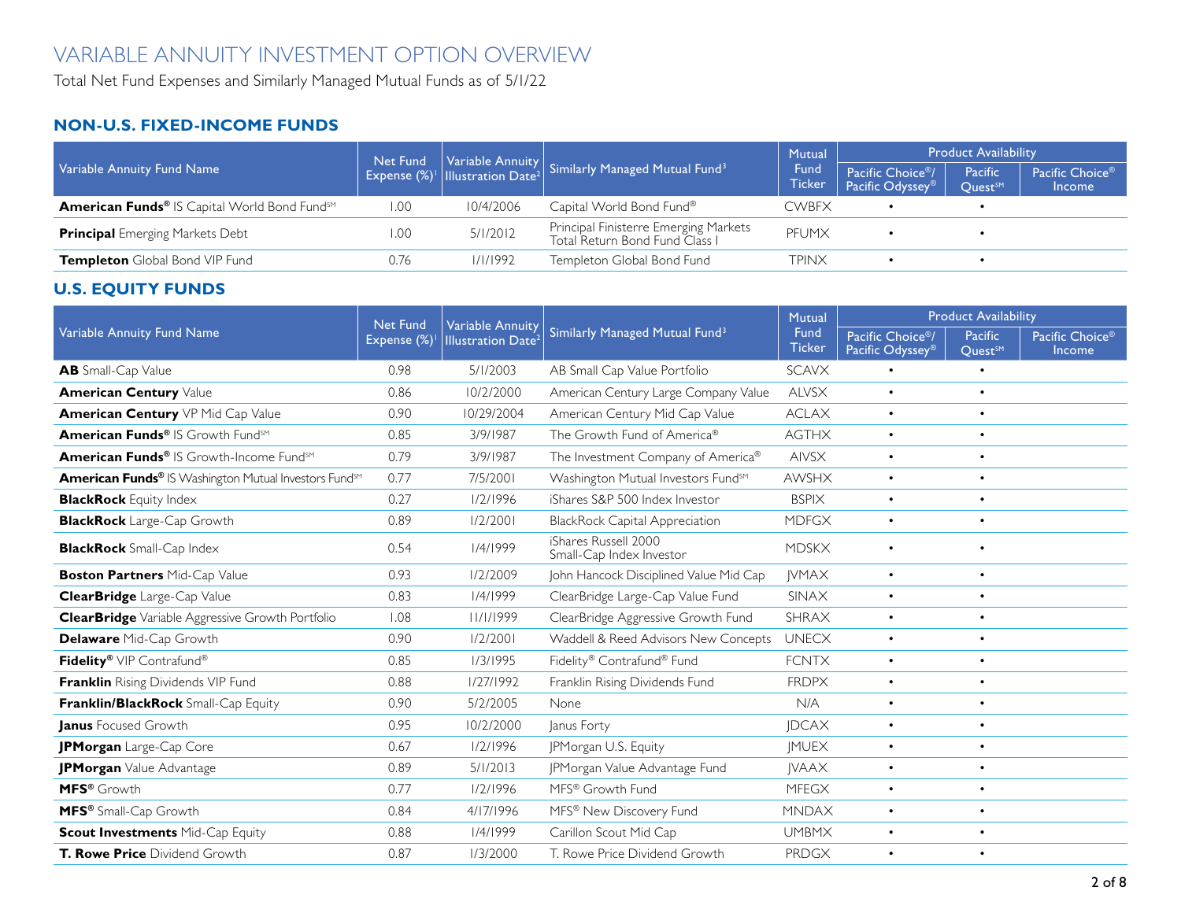# VARIABLE ANNUITY INVESTMENT OPTION OVERVIEW

Total Net Fund Expenses and Similarly Managed Mutual Funds as of 5/1/22

## NON-U.S. FIXED-INCOME FUNDS

| Variable Annuity Fund Name | Net Fund Expense (%)[1] | Variable Annuity Illustration Date[2] | Similarly Managed Mutual Fund[3] | Mutual Fund Ticker | Product Availability | | |
|---|---|---|---|---|---|---|---|
| | | | | | Pacific Choice®/ Pacific Odyssey® | Pacific Quest℠ | Pacific Choice® Income |
| **American Funds®** IS Capital World Bond Fund℠ | 1.00 | 10/4/2006 | Capital World Bond Fund® | CWBFX | • | • | |
| **Principal** Emerging Markets Debt | 1.00 | 5/1/2012 | Principal Finisterre Emerging Markets Total Return Bond Fund Class I | PFUMX | • | • | |
| **Templeton** Global Bond VIP Fund | 0.76 | 1/1/1992 | Templeton Global Bond Fund | TPINX | • | • | |

## U.S. EQUITY FUNDS

| Variable Annuity Fund Name | Net Fund Expense (%)[1] | Variable Annuity Illustration Date[2] | Similarly Managed Mutual Fund[3] | Mutual Fund Ticker | Product Availability | | |
|---|---|---|---|---|---|---|---|
| | | | | | Pacific Choice®/ Pacific Odyssey® | Pacific Quest℠ | Pacific Choice® Income |
| **AB** Small-Cap Value | 0.98 | 5/1/2003 | AB Small Cap Value Portfolio | SCAVX | • | • | |
| **American Century** Value | 0.86 | 10/2/2000 | American Century Large Company Value | ALVSX | • | • | |
| **American Century** VP Mid Cap Value | 0.90 | 10/29/2004 | American Century Mid Cap Value | ACLAX | • | • | |
| **American Funds®** IS Growth Fund℠ | 0.85 | 3/9/1987 | The Growth Fund of America® | AGTHX | • | • | |
| **American Funds®** IS Growth-Income Fund℠ | 0.79 | 3/9/1987 | The Investment Company of America® | AIVSX | • | • | |
| **American Funds®** IS Washington Mutual Investors Fund℠ | 0.77 | 7/5/2001 | Washington Mutual Investors Fund℠ | AWSHX | • | • | |
| **BlackRock** Equity Index | 0.27 | 1/2/1996 | iShares S&P 500 Index Investor | BSPIX | • | • | |
| **BlackRock** Large-Cap Growth | 0.89 | 1/2/2001 | BlackRock Capital Appreciation | MDFGX | • | • | |
| **BlackRock** Small-Cap Index | 0.54 | 1/4/1999 | iShares Russell 2000 Small-Cap Index Investor | MDSKX | • | • | |
| **Boston Partners** Mid-Cap Value | 0.93 | 1/2/2009 | John Hancock Disciplined Value Mid Cap | JVMAX | • | • | |
| **ClearBridge** Large-Cap Value | 0.83 | 1/4/1999 | ClearBridge Large-Cap Value Fund | SINAX | • | • | |
| **ClearBridge** Variable Aggressive Growth Portfolio | 1.08 | 11/1/1999 | ClearBridge Aggressive Growth Fund | SHRAX | • | • | |
| **Delaware** Mid-Cap Growth | 0.90 | 1/2/2001 | Waddell & Reed Advisors New Concepts | UNECX | • | • | |
| **Fidelity®** VIP Contrafund® | 0.85 | 1/3/1995 | Fidelity® Contrafund® Fund | FCNTX | • | • | |
| **Franklin** Rising Dividends VIP Fund | 0.88 | 1/27/1992 | Franklin Rising Dividends Fund | FRDPX | • | • | |
| **Franklin/BlackRock** Small-Cap Equity | 0.90 | 5/2/2005 | None | N/A | • | • | |
| **Janus** Focused Growth | 0.95 | 10/2/2000 | Janus Forty | JDCAX | • | • | |
| **JPMorgan** Large-Cap Core | 0.67 | 1/2/1996 | JPMorgan U.S. Equity | JMUEX | • | • | |
| **JPMorgan** Value Advantage | 0.89 | 5/1/2013 | JPMorgan Value Advantage Fund | JVAAX | • | • | |
| **MFS®** Growth | 0.77 | 1/2/1996 | MFS® Growth Fund | MFEGX | • | • | |
| **MFS®** Small-Cap Growth | 0.84 | 4/17/1996 | MFS® New Discovery Fund | MNDAX | • | • | |
| **Scout Investments** Mid-Cap Equity | 0.88 | 1/4/1999 | Carillon Scout Mid Cap | UMBMX | • | • | |
| **T. Rowe Price** Dividend Growth | 0.87 | 1/3/2000 | T. Rowe Price Dividend Growth | PRDGX | • | • | |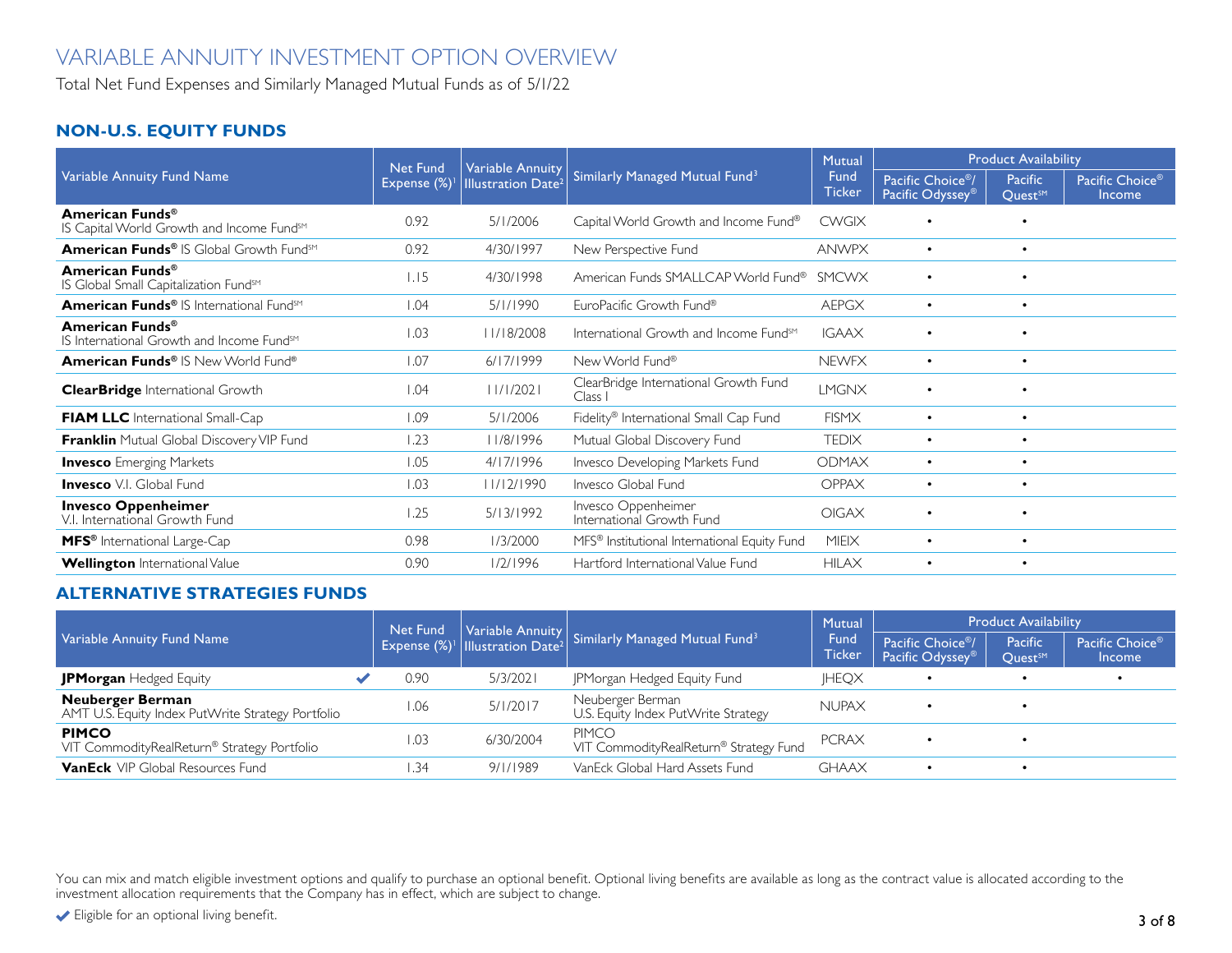# VARIABLE ANNUITY INVESTMENT OPTION OVERVIEW

Total Net Fund Expenses and Similarly Managed Mutual Funds as of 5/1/22

## NON-U.S. EQUITY FUNDS

| Variable Annuity Fund Name | Net Fund Expense (%)[1] | Variable Annuity Illustration Date[2] | Similarly Managed Mutual Fund[3] | Mutual Fund Ticker | Product Availability | | |
|---|---|---|---|---|---|---|---|
| | | | | | Pacific Choice®/ Pacific Odyssey® | Pacific Quest℠ | Pacific Choice® Income |
| **American Funds®** IS Capital World Growth and Income Fund℠ | 0.92 | 5/1/2006 | Capital World Growth and Income Fund® | CWGIX | • | • | |
| **American Funds®** IS Global Growth Fund℠ | 0.92 | 4/30/1997 | New Perspective Fund | ANWPX | • | • | |
| **American Funds®** IS Global Small Capitalization Fund℠ | 1.15 | 4/30/1998 | American Funds SMALLCAP World Fund® | SMCWX | • | • | |
| **American Funds®** IS International Fund℠ | 1.04 | 5/1/1990 | EuroPacific Growth Fund® | AEPGX | • | • | |
| **American Funds®** IS International Growth and Income Fund℠ | 1.03 | 11/18/2008 | International Growth and Income Fund℠ | IGAAX | • | • | |
| **American Funds®** IS New World Fund® | 1.07 | 6/17/1999 | New World Fund® | NEWFX | • | • | |
| **ClearBridge** International Growth | 1.04 | 11/1/2021 | ClearBridge International Growth Fund Class I | LMGNX | • | • | |
| **FIAM LLC** International Small-Cap | 1.09 | 5/1/2006 | Fidelity® International Small Cap Fund | FISMX | • | • | |
| **Franklin** Mutual Global Discovery VIP Fund | 1.23 | 11/8/1996 | Mutual Global Discovery Fund | TEDIX | • | • | |
| **Invesco** Emerging Markets | 1.05 | 4/17/1996 | Invesco Developing Markets Fund | ODMAX | • | • | |
| **Invesco** V.I. Global Fund | 1.03 | 11/12/1990 | Invesco Global Fund | OPPAX | • | • | |
| **Invesco Oppenheimer** V.I. International Growth Fund | 1.25 | 5/13/1992 | Invesco Oppenheimer International Growth Fund | OIGAX | • | • | |
| **MFS®** International Large-Cap | 0.98 | 1/3/2000 | MFS® Institutional International Equity Fund | MIEIX | • | • | |
| **Wellington** International Value | 0.90 | 1/2/1996 | Hartford International Value Fund | HILAX | • | • | |

## ALTERNATIVE STRATEGIES FUNDS

| Variable Annuity Fund Name | Net Fund Expense (%)[1] | Variable Annuity Illustration Date[2] | Similarly Managed Mutual Fund[3] | Mutual Fund Ticker | Product Availability | | |
|---|---|---|---|---|---|---|---|
| | | | | | Pacific Choice®/ Pacific Odyssey® | Pacific Quest℠ | Pacific Choice® Income |
| **JPMorgan** Hedged Equity ✔ | 0.90 | 5/3/2021 | JPMorgan Hedged Equity Fund | JHEQX | • | • | • |
| **Neuberger Berman** AMT U.S. Equity Index PutWrite Strategy Portfolio | 1.06 | 5/1/2017 | Neuberger Berman U.S. Equity Index PutWrite Strategy | NUPAX | • | • | |
| **PIMCO** VIT CommodityRealReturn® Strategy Portfolio | 1.03 | 6/30/2004 | PIMCO VIT CommodityRealReturn® Strategy Fund | PCRAX | • | • | |
| **VanEck** VIP Global Resources Fund | 1.34 | 9/1/1989 | VanEck Global Hard Assets Fund | GHAAX | • | • | |

You can mix and match eligible investment options and qualify to purchase an optional benefit. Optional living benefits are available as long as the contract value is allocated according to the investment allocation requirements that the Company has in effect, which are subject to change.

✔ Eligible for an optional living benefit.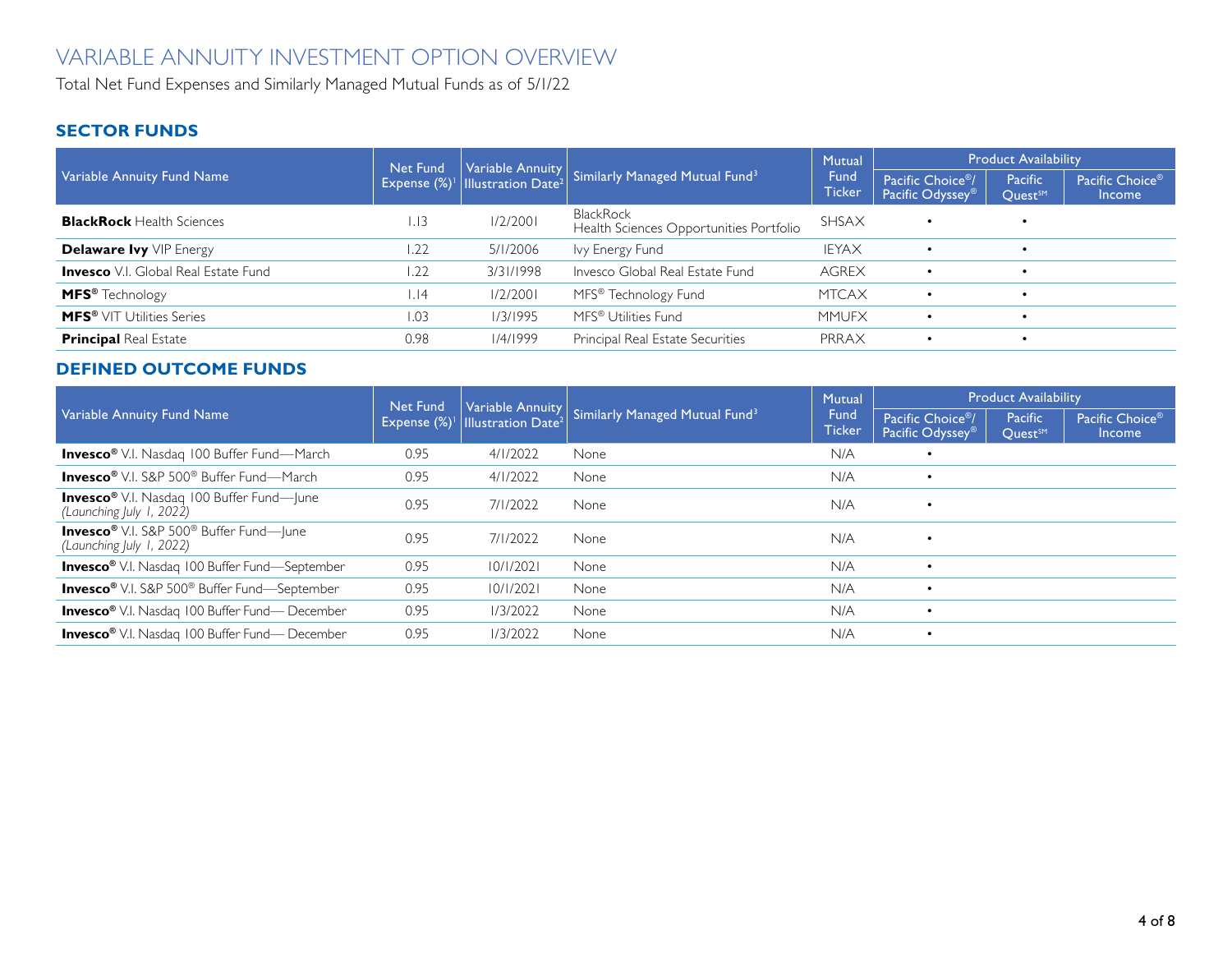# VARIABLE ANNUITY INVESTMENT OPTION OVERVIEW

Total Net Fund Expenses and Similarly Managed Mutual Funds as of 5/1/22

## SECTOR FUNDS

| Variable Annuity Fund Name | Net Fund Expense (%)[1] | Variable Annuity Illustration Date[2] | Similarly Managed Mutual Fund[3] | Mutual Fund Ticker | Product Availability | | |
|---|---|---|---|---|---|---|---|
| | | | | | Pacific Choice®/ Pacific Odyssey® | Pacific Quest℠ | Pacific Choice® Income |
| **BlackRock** Health Sciences | 1.13 | 1/2/2001 | BlackRock Health Sciences Opportunities Portfolio | SHSAX | • | • | |
| **Delaware Ivy** VIP Energy | 1.22 | 5/1/2006 | Ivy Energy Fund | IEYAX | • | • | |
| **Invesco** V.I. Global Real Estate Fund | 1.22 | 3/31/1998 | Invesco Global Real Estate Fund | AGREX | • | • | |
| **MFS®** Technology | 1.14 | 1/2/2001 | MFS® Technology Fund | MTCAX | • | • | |
| **MFS®** VIT Utilities Series | 1.03 | 1/3/1995 | MFS® Utilities Fund | MMUFX | • | • | |
| **Principal** Real Estate | 0.98 | 1/4/1999 | Principal Real Estate Securities | PRRAX | • | • | |

## DEFINED OUTCOME FUNDS

| Variable Annuity Fund Name | Net Fund Expense (%)[1] | Variable Annuity Illustration Date[2] | Similarly Managed Mutual Fund[3] | Mutual Fund Ticker | Product Availability | | |
|---|---|---|---|---|---|---|---|
| | | | | | Pacific Choice®/ Pacific Odyssey® | Pacific Quest℠ | Pacific Choice® Income |
| **Invesco®** V.I. Nasdaq 100 Buffer Fund—March | 0.95 | 4/1/2022 | None | N/A | • | | |
| **Invesco®** V.I. S&P 500® Buffer Fund—March | 0.95 | 4/1/2022 | None | N/A | • | | |
| **Invesco®** V.I. Nasdaq 100 Buffer Fund—June *(Launching July 1, 2022)* | 0.95 | 7/1/2022 | None | N/A | • | | |
| **Invesco®** V.I. S&P 500® Buffer Fund—June *(Launching July 1, 2022)* | 0.95 | 7/1/2022 | None | N/A | • | | |
| **Invesco®** V.I. Nasdaq 100 Buffer Fund—September | 0.95 | 10/1/2021 | None | N/A | • | | |
| **Invesco®** V.I. S&P 500® Buffer Fund—September | 0.95 | 10/1/2021 | None | N/A | • | | |
| **Invesco®** V.I. Nasdaq 100 Buffer Fund— December | 0.95 | 1/3/2022 | None | N/A | • | | |
| **Invesco®** V.I. Nasdaq 100 Buffer Fund— December | 0.95 | 1/3/2022 | None | N/A | • | | |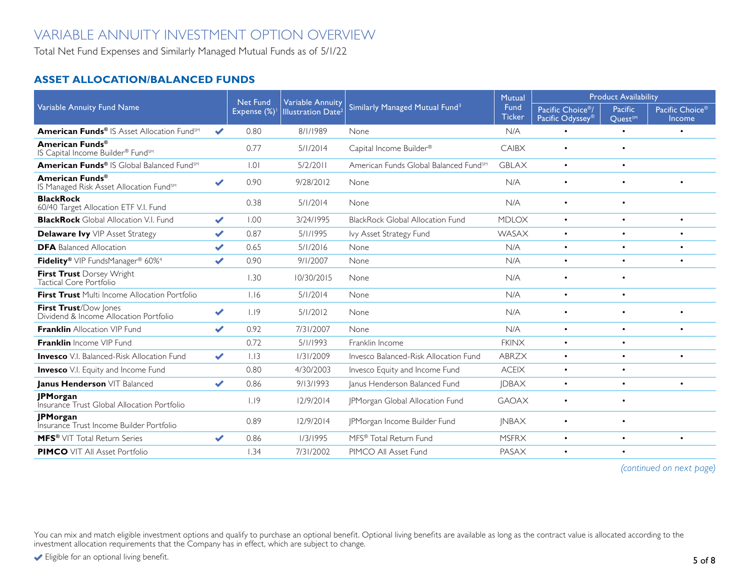# VARIABLE ANNUITY INVESTMENT OPTION OVERVIEW

Total Net Fund Expenses and Similarly Managed Mutual Funds as of 5/1/22

## ASSET ALLOCATION/BALANCED FUNDS

| Variable Annuity Fund Name | | Net Fund Expense (%)[1] | Variable Annuity Illustration Date[2] | Similarly Managed Mutual Fund[3] | Mutual Fund Ticker | Product Availability | | |
|---|---|---|---|---|---|---|---|---|
| | | | | | | Pacific Choice®/ Pacific Odyssey® | Pacific Quest℠ | Pacific Choice® Income |
| **American Funds®** IS Asset Allocation Fund℠ | ✔ | 0.80 | 8/1/1989 | None | N/A | • | • | • |
| **American Funds®** IS Capital Income Builder® Fund℠ | | 0.77 | 5/1/2014 | Capital Income Builder® | CAIBX | • | • | |
| **American Funds®** IS Global Balanced Fund℠ | | 1.01 | 5/2/2011 | American Funds Global Balanced Fund℠ | GBLAX | • | • | |
| **American Funds®** IS Managed Risk Asset Allocation Fund℠ | ✔ | 0.90 | 9/28/2012 | None | N/A | • | • | • |
| **BlackRock** 60/40 Target Allocation ETF V.I. Fund | | 0.38 | 5/1/2014 | None | N/A | • | • | |
| **BlackRock** Global Allocation V.I. Fund | ✔ | 1.00 | 3/24/1995 | BlackRock Global Allocation Fund | MDLOX | • | • | • |
| **Delaware Ivy** VIP Asset Strategy | ✔ | 0.87 | 5/1/1995 | Ivy Asset Strategy Fund | WASAX | • | • | • |
| **DFA** Balanced Allocation | ✔ | 0.65 | 5/1/2016 | None | N/A | • | • | • |
| **Fidelity®** VIP FundsManager® 60%[4] | ✔ | 0.90 | 9/1/2007 | None | N/A | • | • | • |
| **First Trust** Dorsey Wright Tactical Core Portfolio | | 1.30 | 10/30/2015 | None | N/A | • | • | |
| **First Trust** Multi Income Allocation Portfolio | | 1.16 | 5/1/2014 | None | N/A | • | • | |
| **First Trust**/Dow Jones Dividend & Income Allocation Portfolio | ✔ | 1.19 | 5/1/2012 | None | N/A | • | • | • |
| **Franklin** Allocation VIP Fund | ✔ | 0.92 | 7/31/2007 | None | N/A | • | • | • |
| **Franklin** Income VIP Fund | | 0.72 | 5/1/1993 | Franklin Income | FKINX | • | • | |
| **Invesco** V.I. Balanced-Risk Allocation Fund | ✔ | 1.13 | 1/31/2009 | Invesco Balanced-Risk Allocation Fund | ABRZX | • | • | • |
| **Invesco** V.I. Equity and Income Fund | | 0.80 | 4/30/2003 | Invesco Equity and Income Fund | ACEIX | • | • | |
| **Janus Henderson** VIT Balanced | ✔ | 0.86 | 9/13/1993 | Janus Henderson Balanced Fund | JDBAX | • | • | • |
| **JPMorgan** Insurance Trust Global Allocation Portfolio | | 1.19 | 12/9/2014 | JPMorgan Global Allocation Fund | GAOAX | • | • | |
| **JPMorgan** Insurance Trust Income Builder Portfolio | | 0.89 | 12/9/2014 | JPMorgan Income Builder Fund | JNBAX | • | • | |
| **MFS®** VIT Total Return Series | ✔ | 0.86 | 1/3/1995 | MFS® Total Return Fund | MSFRX | • | • | • |
| **PIMCO** VIT All Asset Portfolio | | 1.34 | 7/31/2002 | PIMCO All Asset Fund | PASAX | • | • | |

*(continued on next page)*

You can mix and match eligible investment options and qualify to purchase an optional benefit. Optional living benefits are available as long as the contract value is allocated according to the investment allocation requirements that the Company has in effect, which are subject to change.

✔ Eligible for an optional living benefit.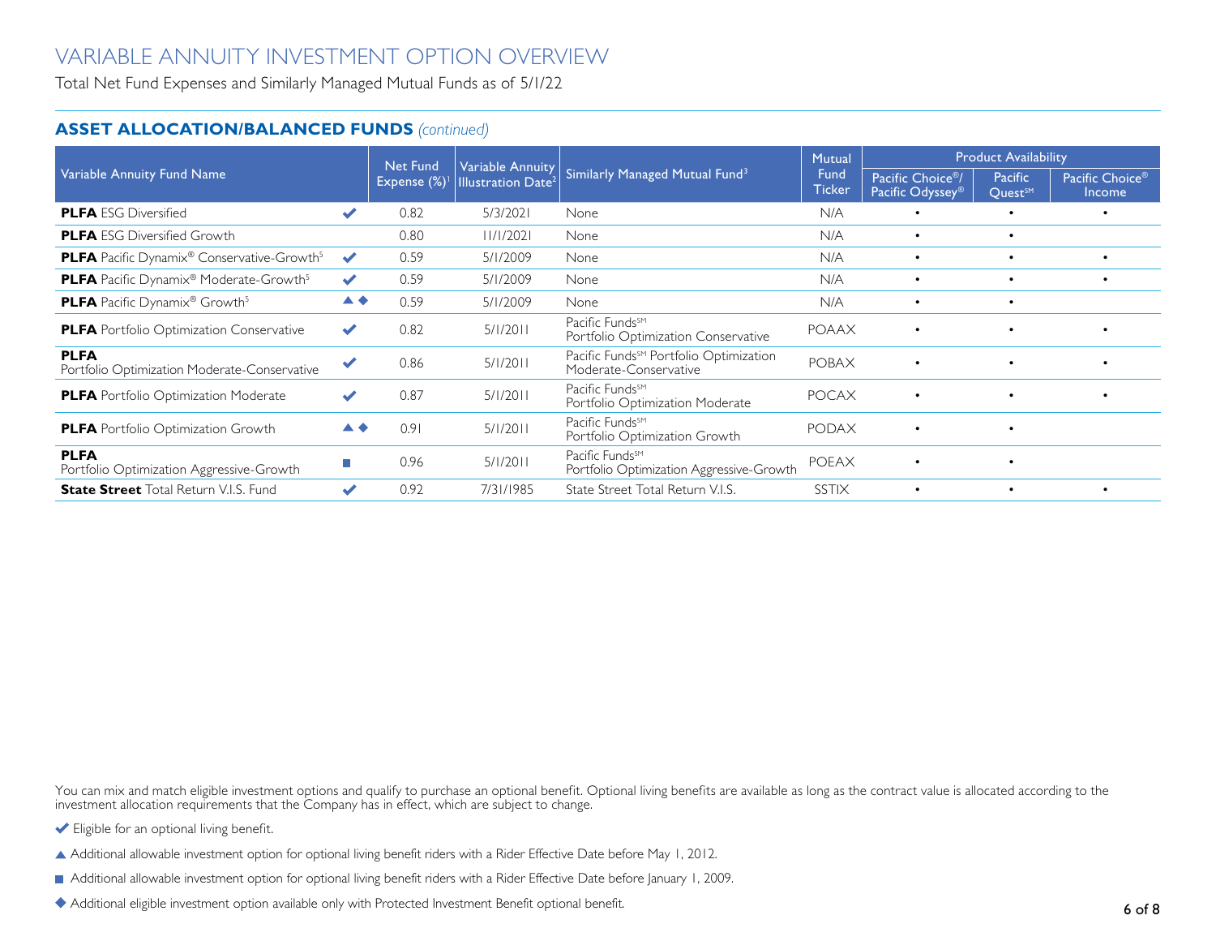# VARIABLE ANNUITY INVESTMENT OPTION OVERVIEW

Total Net Fund Expenses and Similarly Managed Mutual Funds as of 5/1/22

## ASSET ALLOCATION/BALANCED FUNDS *(continued)*

| Variable Annuity Fund Name | | Net Fund Expense (%)[1] | Variable Annuity Illustration Date[2] | Similarly Managed Mutual Fund[3] | Mutual Fund Ticker | Product Availability | | |
|---|---|---|---|---|---|---|---|---|
| | | | | | | Pacific Choice®/ Pacific Odyssey® | Pacific Quest℠ | Pacific Choice® Income |
| **PLFA** ESG Diversified | ✔ | 0.82 | 5/3/2021 | None | N/A | • | • | • |
| **PLFA** ESG Diversified Growth | | 0.80 | 11/1/2021 | None | N/A | • | • | |
| **PLFA** Pacific Dynamix® Conservative-Growth[5] | ✔ | 0.59 | 5/1/2009 | None | N/A | • | • | • |
| **PLFA** Pacific Dynamix® Moderate-Growth[5] | ✔ | 0.59 | 5/1/2009 | None | N/A | • | • | • |
| **PLFA** Pacific Dynamix® Growth[5] | ▲ ◆ | 0.59 | 5/1/2009 | None | N/A | • | • | |
| **PLFA** Portfolio Optimization Conservative | ✔ | 0.82 | 5/1/2011 | Pacific Funds℠ Portfolio Optimization Conservative | POAAX | • | • | • |
| **PLFA** Portfolio Optimization Moderate-Conservative | ✔ | 0.86 | 5/1/2011 | Pacific Funds℠ Portfolio Optimization Moderate-Conservative | POBAX | • | • | • |
| **PLFA** Portfolio Optimization Moderate | ✔ | 0.87 | 5/1/2011 | Pacific Funds℠ Portfolio Optimization Moderate | POCAX | • | • | • |
| **PLFA** Portfolio Optimization Growth | ▲ ◆ | 0.91 | 5/1/2011 | Pacific Funds℠ Portfolio Optimization Growth | PODAX | • | • | |
| **PLFA** Portfolio Optimization Aggressive-Growth | ■ | 0.96 | 5/1/2011 | Pacific Funds℠ Portfolio Optimization Aggressive-Growth | POEAX | • | • | |
| **State Street** Total Return V.I.S. Fund | ✔ | 0.92 | 7/31/1985 | State Street Total Return V.I.S. | SSTIX | • | • | • |

You can mix and match eligible investment options and qualify to purchase an optional benefit. Optional living benefits are available as long as the contract value is allocated according to the investment allocation requirements that the Company has in effect, which are subject to change.

✔ Eligible for an optional living benefit.

▲ Additional allowable investment option for optional living benefit riders with a Rider Effective Date before May 1, 2012.

■ Additional allowable investment option for optional living benefit riders with a Rider Effective Date before January 1, 2009.

◆ Additional eligible investment option available only with Protected Investment Benefit optional benefit.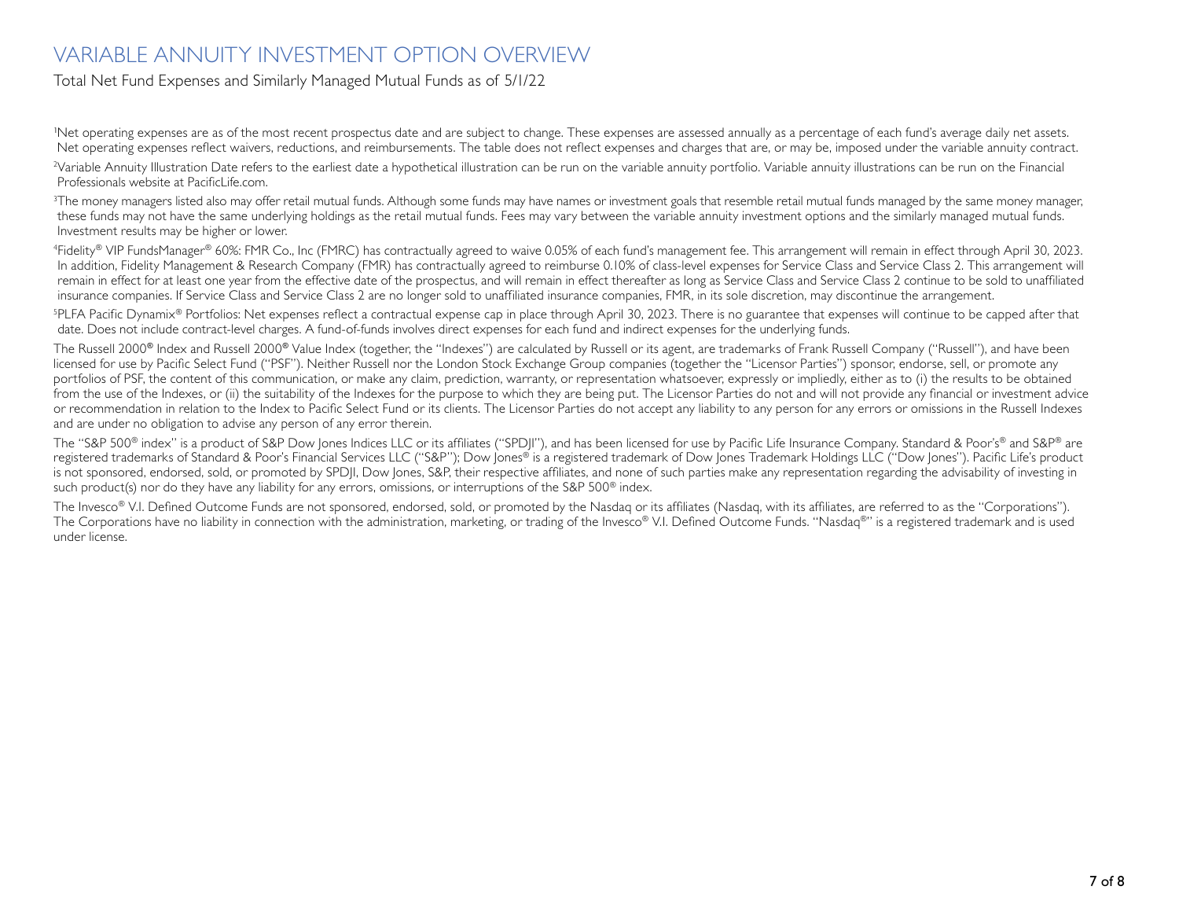# VARIABLE ANNUITY INVESTMENT OPTION OVERVIEW

Total Net Fund Expenses and Similarly Managed Mutual Funds as of 5/1/22

[1]Net operating expenses are as of the most recent prospectus date and are subject to change. These expenses are assessed annually as a percentage of each fund's average daily net assets. Net operating expenses reflect waivers, reductions, and reimbursements. The table does not reflect expenses and charges that are, or may be, imposed under the variable annuity contract.

[2]Variable Annuity Illustration Date refers to the earliest date a hypothetical illustration can be run on the variable annuity portfolio. Variable annuity illustrations can be run on the Financial Professionals website at PacificLife.com.

[3]The money managers listed also may offer retail mutual funds. Although some funds may have names or investment goals that resemble retail mutual funds managed by the same money manager, these funds may not have the same underlying holdings as the retail mutual funds. Fees may vary between the variable annuity investment options and the similarly managed mutual funds. Investment results may be higher or lower.

[4]Fidelity® VIP FundsManager® 60%: FMR Co., Inc (FMRC) has contractually agreed to waive 0.05% of each fund's management fee. This arrangement will remain in effect through April 30, 2023. In addition, Fidelity Management & Research Company (FMR) has contractually agreed to reimburse 0.10% of class-level expenses for Service Class and Service Class 2. This arrangement will remain in effect for at least one year from the effective date of the prospectus, and will remain in effect thereafter as long as Service Class and Service Class 2 continue to be sold to unaffiliated insurance companies. If Service Class and Service Class 2 are no longer sold to unaffiliated insurance companies, FMR, in its sole discretion, may discontinue the arrangement.

[5]PLFA Pacific Dynamix® Portfolios: Net expenses reflect a contractual expense cap in place through April 30, 2023. There is no guarantee that expenses will continue to be capped after that date. Does not include contract-level charges. A fund-of-funds involves direct expenses for each fund and indirect expenses for the underlying funds.

The Russell 2000® Index and Russell 2000® Value Index (together, the "Indexes") are calculated by Russell or its agent, are trademarks of Frank Russell Company ("Russell"), and have been licensed for use by Pacific Select Fund ("PSF"). Neither Russell nor the London Stock Exchange Group companies (together the "Licensor Parties") sponsor, endorse, sell, or promote any portfolios of PSF, the content of this communication, or make any claim, prediction, warranty, or representation whatsoever, expressly or impliedly, either as to (i) the results to be obtained from the use of the Indexes, or (ii) the suitability of the Indexes for the purpose to which they are being put. The Licensor Parties do not and will not provide any financial or investment advice or recommendation in relation to the Index to Pacific Select Fund or its clients. The Licensor Parties do not accept any liability to any person for any errors or omissions in the Russell Indexes and are under no obligation to advise any person of any error therein.

The "S&P 500® index" is a product of S&P Dow Jones Indices LLC or its affiliates ("SPDJI"), and has been licensed for use by Pacific Life Insurance Company. Standard & Poor's® and S&P® are registered trademarks of Standard & Poor's Financial Services LLC ("S&P"); Dow Jones® is a registered trademark of Dow Jones Trademark Holdings LLC ("Dow Jones"). Pacific Life's product is not sponsored, endorsed, sold, or promoted by SPDJI, Dow Jones, S&P, their respective affiliates, and none of such parties make any representation regarding the advisability of investing in such product(s) nor do they have any liability for any errors, omissions, or interruptions of the S&P 500® index.

The Invesco® V.I. Defined Outcome Funds are not sponsored, endorsed, sold, or promoted by the Nasdaq or its affiliates (Nasdaq, with its affiliates, are referred to as the "Corporations"). The Corporations have no liability in connection with the administration, marketing, or trading of the Invesco® V.I. Defined Outcome Funds. "Nasdaq®" is a registered trademark and is used under license.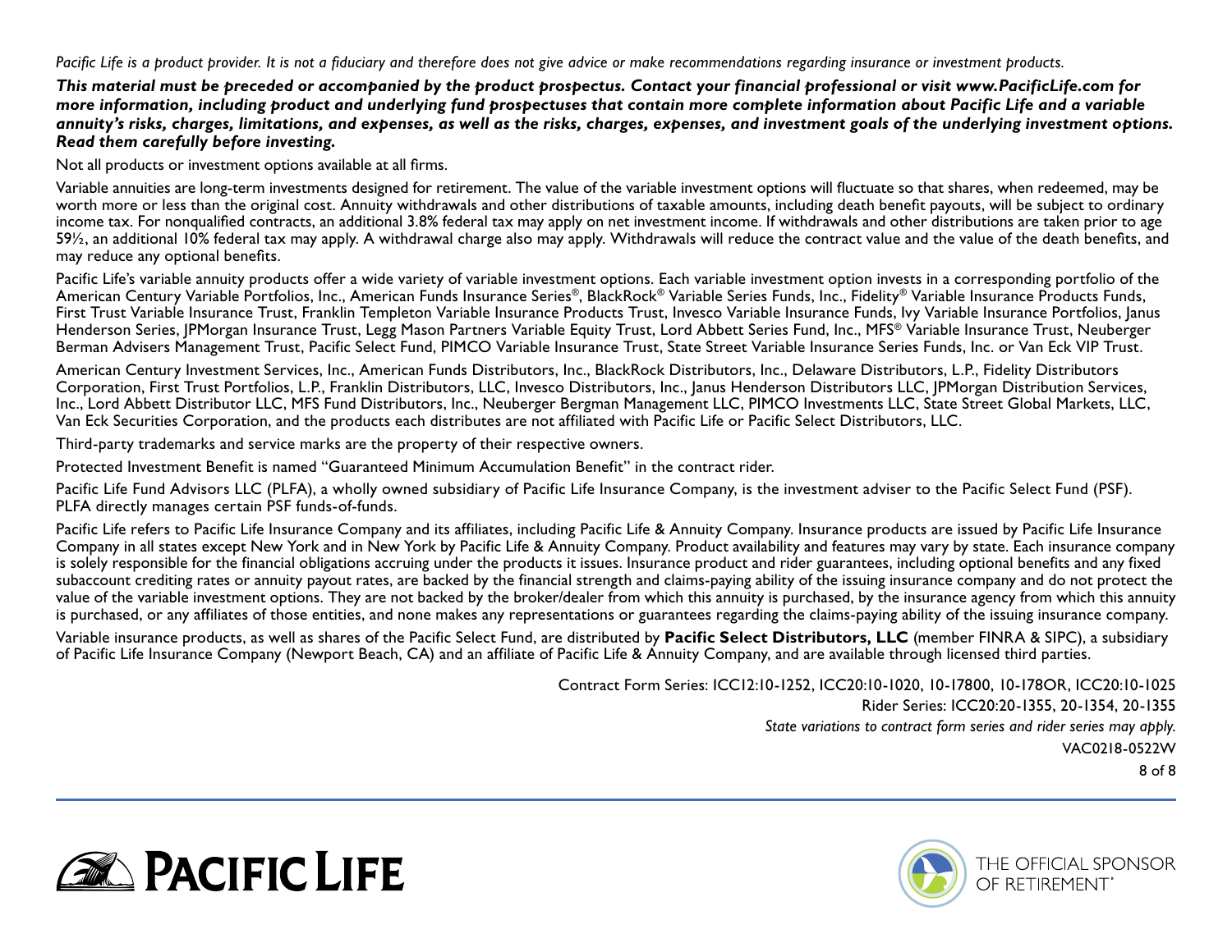*Pacific Life is a product provider. It is not a fiduciary and therefore does not give advice or make recommendations regarding insurance or investment products.*

***This material must be preceded or accompanied by the product prospectus. Contact your financial professional or visit www.PacificLife.com for more information, including product and underlying fund prospectuses that contain more complete information about Pacific Life and a variable annuity's risks, charges, limitations, and expenses, as well as the risks, charges, expenses, and investment goals of the underlying investment options. Read them carefully before investing.***

Not all products or investment options available at all firms.

Variable annuities are long-term investments designed for retirement. The value of the variable investment options will fluctuate so that shares, when redeemed, may be worth more or less than the original cost. Annuity withdrawals and other distributions of taxable amounts, including death benefit payouts, will be subject to ordinary income tax. For nonqualified contracts, an additional 3.8% federal tax may apply on net investment income. If withdrawals and other distributions are taken prior to age 59½, an additional 10% federal tax may apply. A withdrawal charge also may apply. Withdrawals will reduce the contract value and the value of the death benefits, and may reduce any optional benefits.

Pacific Life's variable annuity products offer a wide variety of variable investment options. Each variable investment option invests in a corresponding portfolio of the American Century Variable Portfolios, Inc., American Funds Insurance Series®, BlackRock® Variable Series Funds, Inc., Fidelity® Variable Insurance Products Funds, First Trust Variable Insurance Trust, Franklin Templeton Variable Insurance Products Trust, Invesco Variable Insurance Funds, Ivy Variable Insurance Portfolios, Janus Henderson Series, JPMorgan Insurance Trust, Legg Mason Partners Variable Equity Trust, Lord Abbett Series Fund, Inc., MFS® Variable Insurance Trust, Neuberger Berman Advisers Management Trust, Pacific Select Fund, PIMCO Variable Insurance Trust, State Street Variable Insurance Series Funds, Inc. or Van Eck VIP Trust.

American Century Investment Services, Inc., American Funds Distributors, Inc., BlackRock Distributors, Inc., Delaware Distributors, L.P., Fidelity Distributors Corporation, First Trust Portfolios, L.P., Franklin Distributors, LLC, Invesco Distributors, Inc., Janus Henderson Distributors LLC, JPMorgan Distribution Services, Inc., Lord Abbett Distributor LLC, MFS Fund Distributors, Inc., Neuberger Bergman Management LLC, PIMCO Investments LLC, State Street Global Markets, LLC, Van Eck Securities Corporation, and the products each distributes are not affiliated with Pacific Life or Pacific Select Distributors, LLC.

Third-party trademarks and service marks are the property of their respective owners.

Protected Investment Benefit is named "Guaranteed Minimum Accumulation Benefit" in the contract rider.

Pacific Life Fund Advisors LLC (PLFA), a wholly owned subsidiary of Pacific Life Insurance Company, is the investment adviser to the Pacific Select Fund (PSF). PLFA directly manages certain PSF funds-of-funds.

Pacific Life refers to Pacific Life Insurance Company and its affiliates, including Pacific Life & Annuity Company. Insurance products are issued by Pacific Life Insurance Company in all states except New York and in New York by Pacific Life & Annuity Company. Product availability and features may vary by state. Each insurance company is solely responsible for the financial obligations accruing under the products it issues. Insurance product and rider guarantees, including optional benefits and any fixed subaccount crediting rates or annuity payout rates, are backed by the financial strength and claims-paying ability of the issuing insurance company and do not protect the value of the variable investment options. They are not backed by the broker/dealer from which this annuity is purchased, by the insurance agency from which this annuity is purchased, or any affiliates of those entities, and none makes any representations or guarantees regarding the claims-paying ability of the issuing insurance company.

Variable insurance products, as well as shares of the Pacific Select Fund, are distributed by **Pacific Select Distributors, LLC** (member FINRA & SIPC), a subsidiary of Pacific Life Insurance Company (Newport Beach, CA) and an affiliate of Pacific Life & Annuity Company, and are available through licensed third parties.

Contract Form Series: ICC12:10-1252, ICC20:10-1020, 10-17800, 10-178OR, ICC20:10-1025

Rider Series: ICC20:20-1355, 20-1354, 20-1355

*State variations to contract form series and rider series may apply.*

VAC0218-0522W

PACIFIC LIFE

THE OFFICIAL SPONSOR OF RETIREMENT®